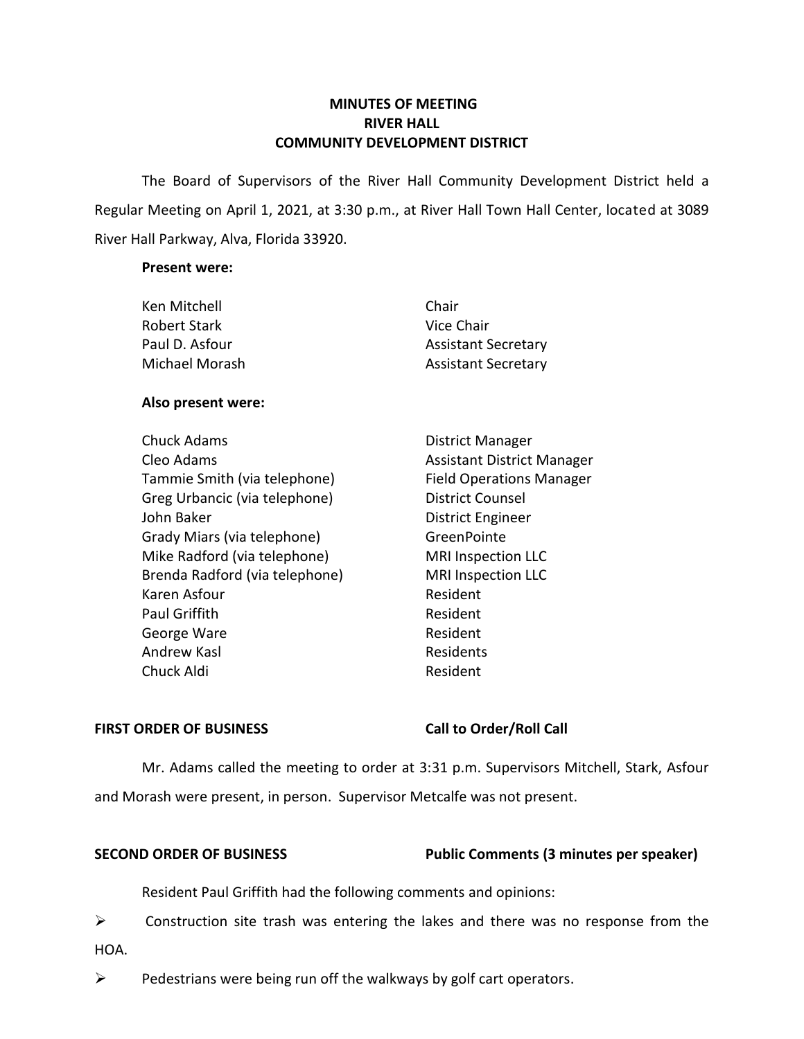# MINUTES OF MEETING
# RIVER HALL
# COMMUNITY DEVELOPMENT DISTRICT

The Board of Supervisors of the River Hall Community Development District held a Regular Meeting on April 1, 2021, at 3:30 p.m., at River Hall Town Hall Center, located at 3089 River Hall Parkway, Alva, Florida 33920.

**Present were:**

| | |
|---|---|
| Ken Mitchell | Chair |
| Robert Stark | Vice Chair |
| Paul D. Asfour | Assistant Secretary |
| Michael Morash | Assistant Secretary |

**Also present were:**

| | |
|---|---|
| Chuck Adams | District Manager |
| Cleo Adams | Assistant District Manager |
| Tammie Smith (via telephone) | Field Operations Manager |
| Greg Urbancic (via telephone) | District Counsel |
| John Baker | District Engineer |
| Grady Miars (via telephone) | GreenPointe |
| Mike Radford (via telephone) | MRI Inspection LLC |
| Brenda Radford (via telephone) | MRI Inspection LLC |
| Karen Asfour | Resident |
| Paul Griffith | Resident |
| George Ware | Resident |
| Andrew Kasl | Residents |
| Chuck Aldi | Resident |

**FIRST ORDER OF BUSINESS** **Call to Order/Roll Call**

Mr. Adams called the meeting to order at 3:31 p.m. Supervisors Mitchell, Stark, Asfour and Morash were present, in person. Supervisor Metcalfe was not present.

**SECOND ORDER OF BUSINESS** **Public Comments (3 minutes per speaker)**

Resident Paul Griffith had the following comments and opinions:

- Construction site trash was entering the lakes and there was no response from the HOA.
- Pedestrians were being run off the walkways by golf cart operators.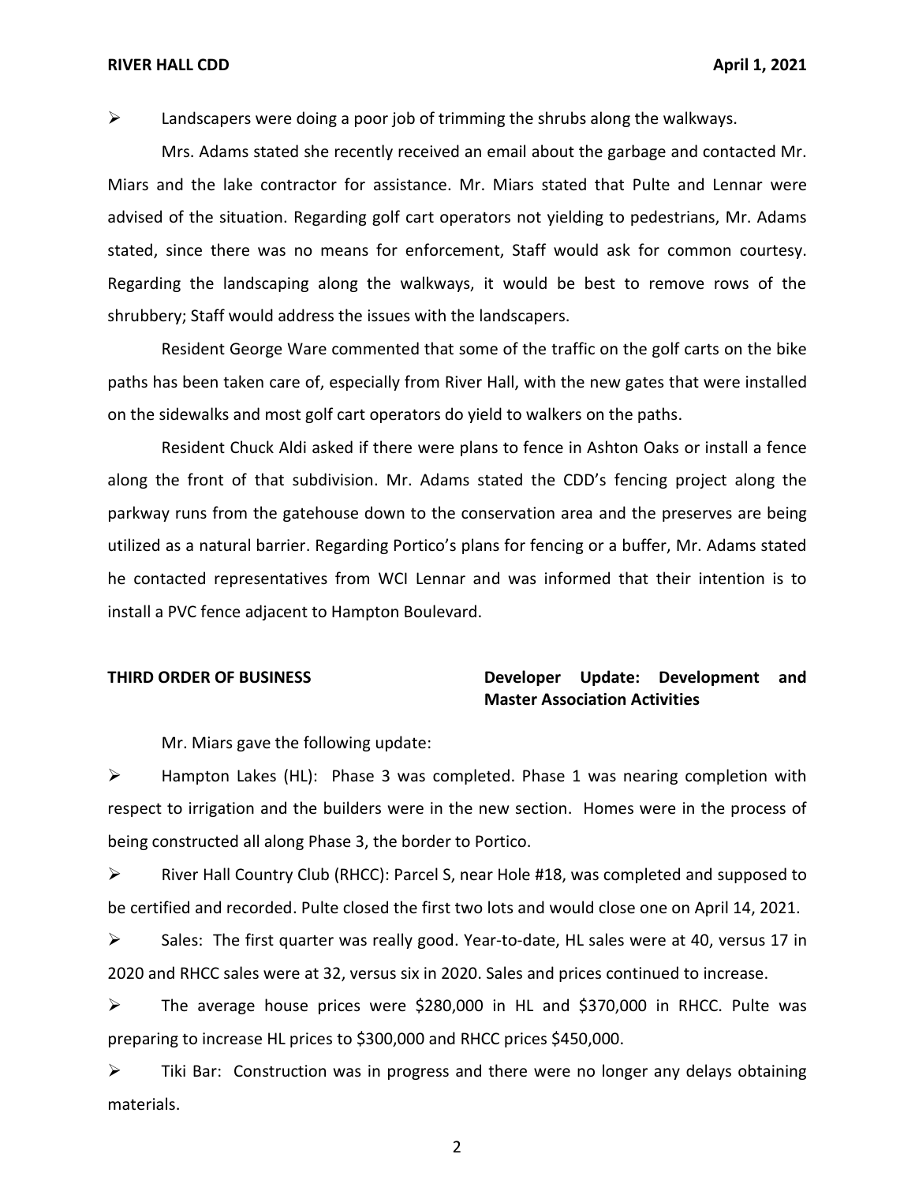- Landscapers were doing a poor job of trimming the shrubs along the walkways.

Mrs. Adams stated she recently received an email about the garbage and contacted Mr. Miars and the lake contractor for assistance. Mr. Miars stated that Pulte and Lennar were advised of the situation. Regarding golf cart operators not yielding to pedestrians, Mr. Adams stated, since there was no means for enforcement, Staff would ask for common courtesy. Regarding the landscaping along the walkways, it would be best to remove rows of the shrubbery; Staff would address the issues with the landscapers.

Resident George Ware commented that some of the traffic on the golf carts on the bike paths has been taken care of, especially from River Hall, with the new gates that were installed on the sidewalks and most golf cart operators do yield to walkers on the paths.

Resident Chuck Aldi asked if there were plans to fence in Ashton Oaks or install a fence along the front of that subdivision. Mr. Adams stated the CDD's fencing project along the parkway runs from the gatehouse down to the conservation area and the preserves are being utilized as a natural barrier. Regarding Portico's plans for fencing or a buffer, Mr. Adams stated he contacted representatives from WCI Lennar and was informed that their intention is to install a PVC fence adjacent to Hampton Boulevard.

**THIRD ORDER OF BUSINESS** **Developer Update: Development and Master Association Activities**

Mr. Miars gave the following update:

- Hampton Lakes (HL): Phase 3 was completed. Phase 1 was nearing completion with respect to irrigation and the builders were in the new section. Homes were in the process of being constructed all along Phase 3, the border to Portico.
- River Hall Country Club (RHCC): Parcel S, near Hole #18, was completed and supposed to be certified and recorded. Pulte closed the first two lots and would close one on April 14, 2021.
- Sales: The first quarter was really good. Year-to-date, HL sales were at 40, versus 17 in 2020 and RHCC sales were at 32, versus six in 2020. Sales and prices continued to increase.
- The average house prices were $280,000 in HL and $370,000 in RHCC. Pulte was preparing to increase HL prices to $300,000 and RHCC prices $450,000.
- Tiki Bar: Construction was in progress and there were no longer any delays obtaining materials.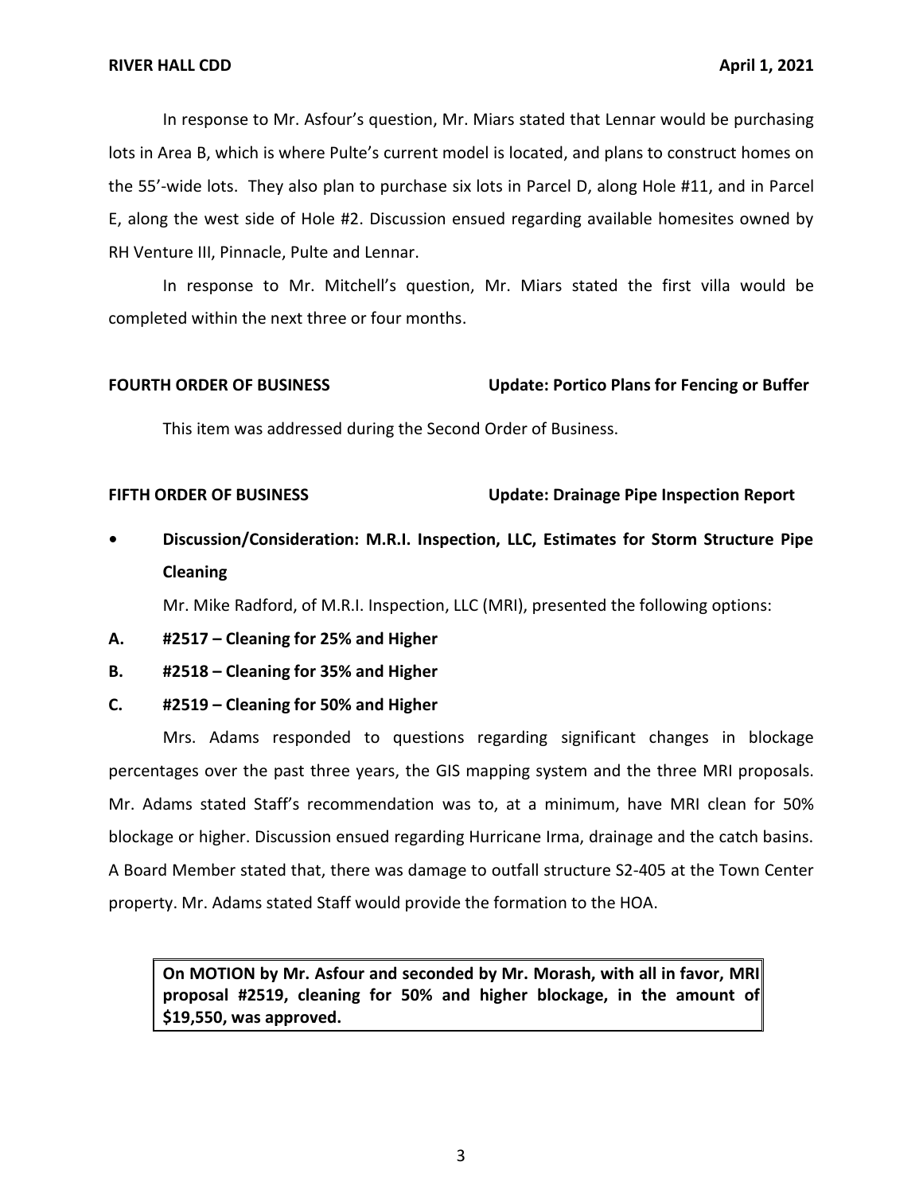In response to Mr. Asfour's question, Mr. Miars stated that Lennar would be purchasing lots in Area B, which is where Pulte's current model is located, and plans to construct homes on the 55'-wide lots. They also plan to purchase six lots in Parcel D, along Hole #11, and in Parcel E, along the west side of Hole #2. Discussion ensued regarding available homesites owned by RH Venture III, Pinnacle, Pulte and Lennar.

In response to Mr. Mitchell's question, Mr. Miars stated the first villa would be completed within the next three or four months.

**FOURTH ORDER OF BUSINESS** **Update: Portico Plans for Fencing or Buffer**

This item was addressed during the Second Order of Business.

**FIFTH ORDER OF BUSINESS** **Update: Drainage Pipe Inspection Report**

- **Discussion/Consideration: M.R.I. Inspection, LLC, Estimates for Storm Structure Pipe Cleaning**

  Mr. Mike Radford, of M.R.I. Inspection, LLC (MRI), presented the following options:

**A.** **#2517 – Cleaning for 25% and Higher**

**B.** **#2518 – Cleaning for 35% and Higher**

**C.** **#2519 – Cleaning for 50% and Higher**

Mrs. Adams responded to questions regarding significant changes in blockage percentages over the past three years, the GIS mapping system and the three MRI proposals. Mr. Adams stated Staff's recommendation was to, at a minimum, have MRI clean for 50% blockage or higher. Discussion ensued regarding Hurricane Irma, drainage and the catch basins. A Board Member stated that, there was damage to outfall structure S2-405 at the Town Center property. Mr. Adams stated Staff would provide the formation to the HOA.

> **On MOTION by Mr. Asfour and seconded by Mr. Morash, with all in favor, MRI proposal #2519, cleaning for 50% and higher blockage, in the amount of $19,550, was approved.**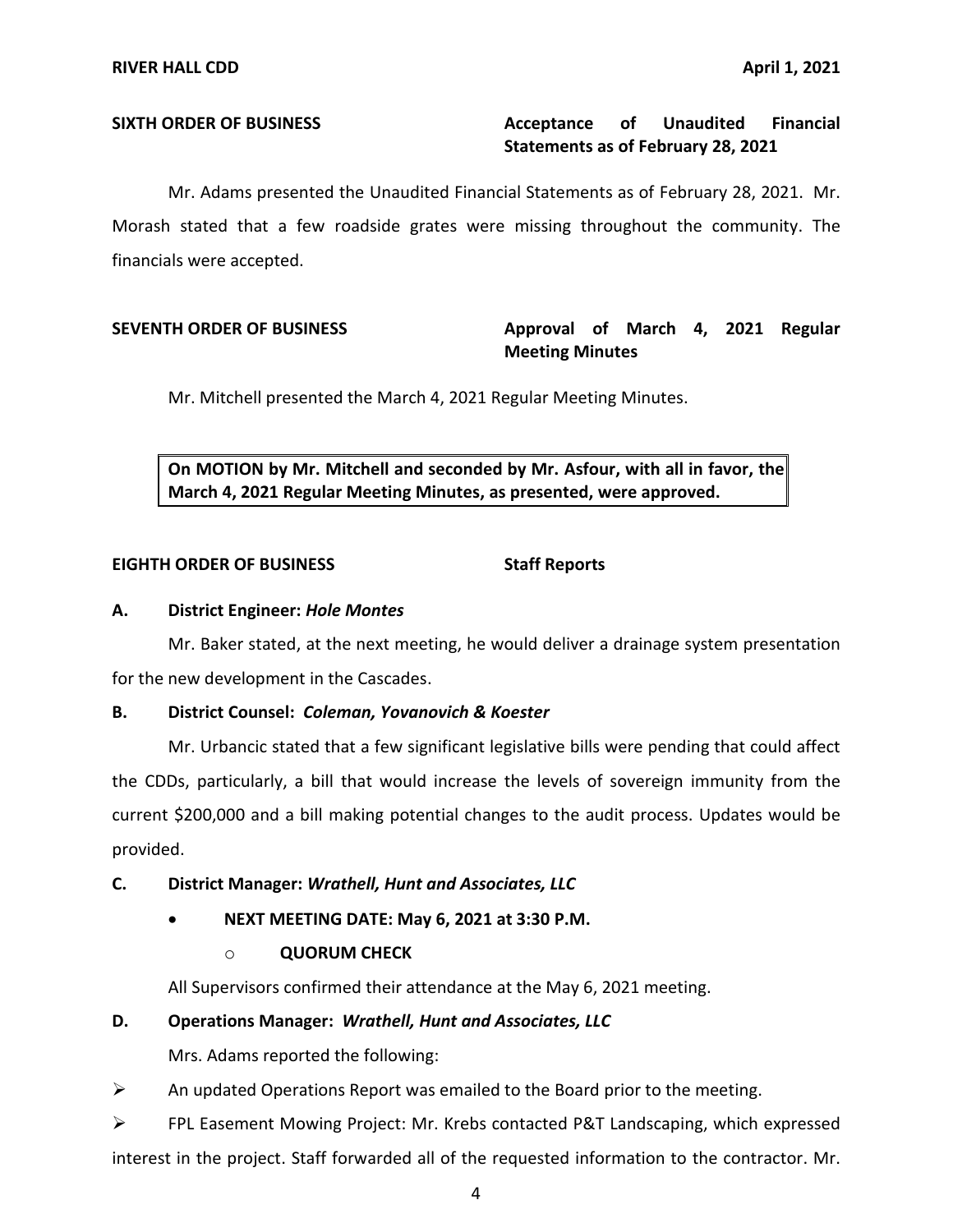**SIXTH ORDER OF BUSINESS** **Acceptance of Unaudited Financial Statements as of February 28, 2021**

Mr. Adams presented the Unaudited Financial Statements as of February 28, 2021. Mr. Morash stated that a few roadside grates were missing throughout the community. The financials were accepted.

**SEVENTH ORDER OF BUSINESS** **Approval of March 4, 2021 Regular Meeting Minutes**

Mr. Mitchell presented the March 4, 2021 Regular Meeting Minutes.

> **On MOTION by Mr. Mitchell and seconded by Mr. Asfour, with all in favor, the March 4, 2021 Regular Meeting Minutes, as presented, were approved.**

**EIGHTH ORDER OF BUSINESS** **Staff Reports**

**A. District Engineer: *Hole Montes***

Mr. Baker stated, at the next meeting, he would deliver a drainage system presentation for the new development in the Cascades.

**B. District Counsel: *Coleman, Yovanovich & Koester***

Mr. Urbancic stated that a few significant legislative bills were pending that could affect the CDDs, particularly, a bill that would increase the levels of sovereign immunity from the current $200,000 and a bill making potential changes to the audit process. Updates would be provided.

**C. District Manager: *Wrathell, Hunt and Associates, LLC***

- **NEXT MEETING DATE: May 6, 2021 at 3:30 P.M.**
  - **QUORUM CHECK**

All Supervisors confirmed their attendance at the May 6, 2021 meeting.

**D. Operations Manager: *Wrathell, Hunt and Associates, LLC***

Mrs. Adams reported the following:

- An updated Operations Report was emailed to the Board prior to the meeting.
- FPL Easement Mowing Project: Mr. Krebs contacted P&T Landscaping, which expressed interest in the project. Staff forwarded all of the requested information to the contractor. Mr.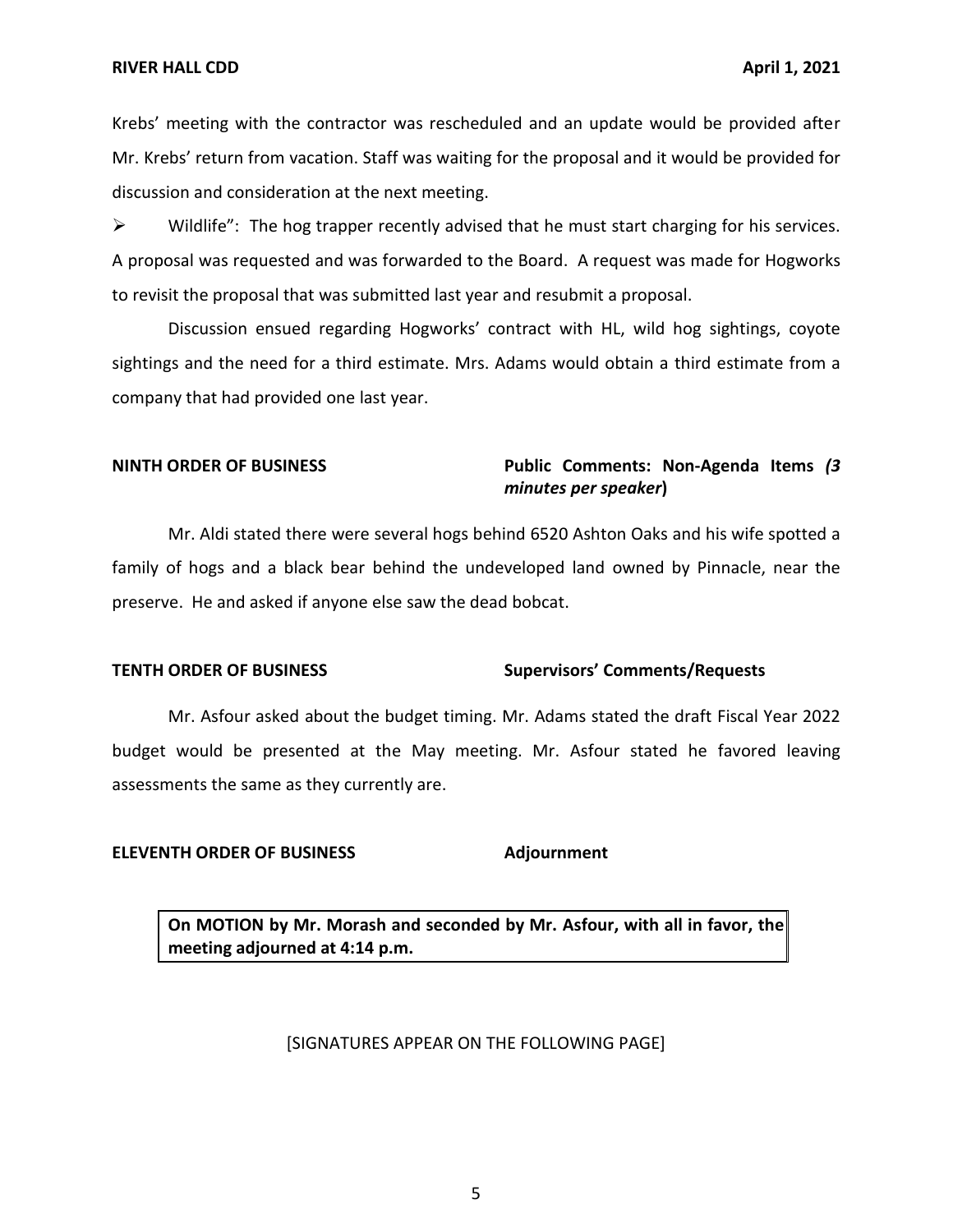Krebs' meeting with the contractor was rescheduled and an update would be provided after Mr. Krebs' return from vacation. Staff was waiting for the proposal and it would be provided for discussion and consideration at the next meeting.

➢ Wildlife": The hog trapper recently advised that he must start charging for his services. A proposal was requested and was forwarded to the Board. A request was made for Hogworks to revisit the proposal that was submitted last year and resubmit a proposal.

Discussion ensued regarding Hogworks' contract with HL, wild hog sightings, coyote sightings and the need for a third estimate. Mrs. Adams would obtain a third estimate from a company that had provided one last year.

**NINTH ORDER OF BUSINESS** **Public Comments: Non-Agenda Items *(3 minutes per speaker*)**

Mr. Aldi stated there were several hogs behind 6520 Ashton Oaks and his wife spotted a family of hogs and a black bear behind the undeveloped land owned by Pinnacle, near the preserve. He and asked if anyone else saw the dead bobcat.

**TENTH ORDER OF BUSINESS** **Supervisors' Comments/Requests**

Mr. Asfour asked about the budget timing. Mr. Adams stated the draft Fiscal Year 2022 budget would be presented at the May meeting. Mr. Asfour stated he favored leaving assessments the same as they currently are.

**ELEVENTH ORDER OF BUSINESS** **Adjournment**

**On MOTION by Mr. Morash and seconded by Mr. Asfour, with all in favor, the meeting adjourned at 4:14 p.m.**

[SIGNATURES APPEAR ON THE FOLLOWING PAGE]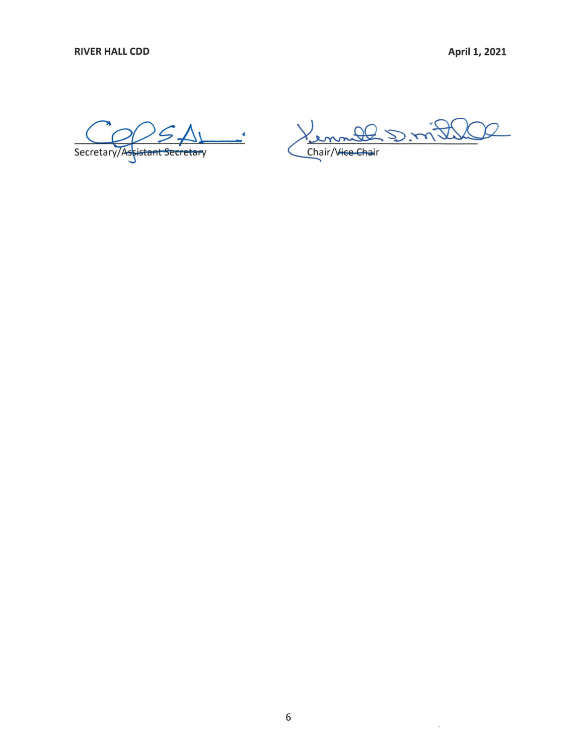Secretary/~~Assistant Secretary~~

Chair/~~Vice Chair~~